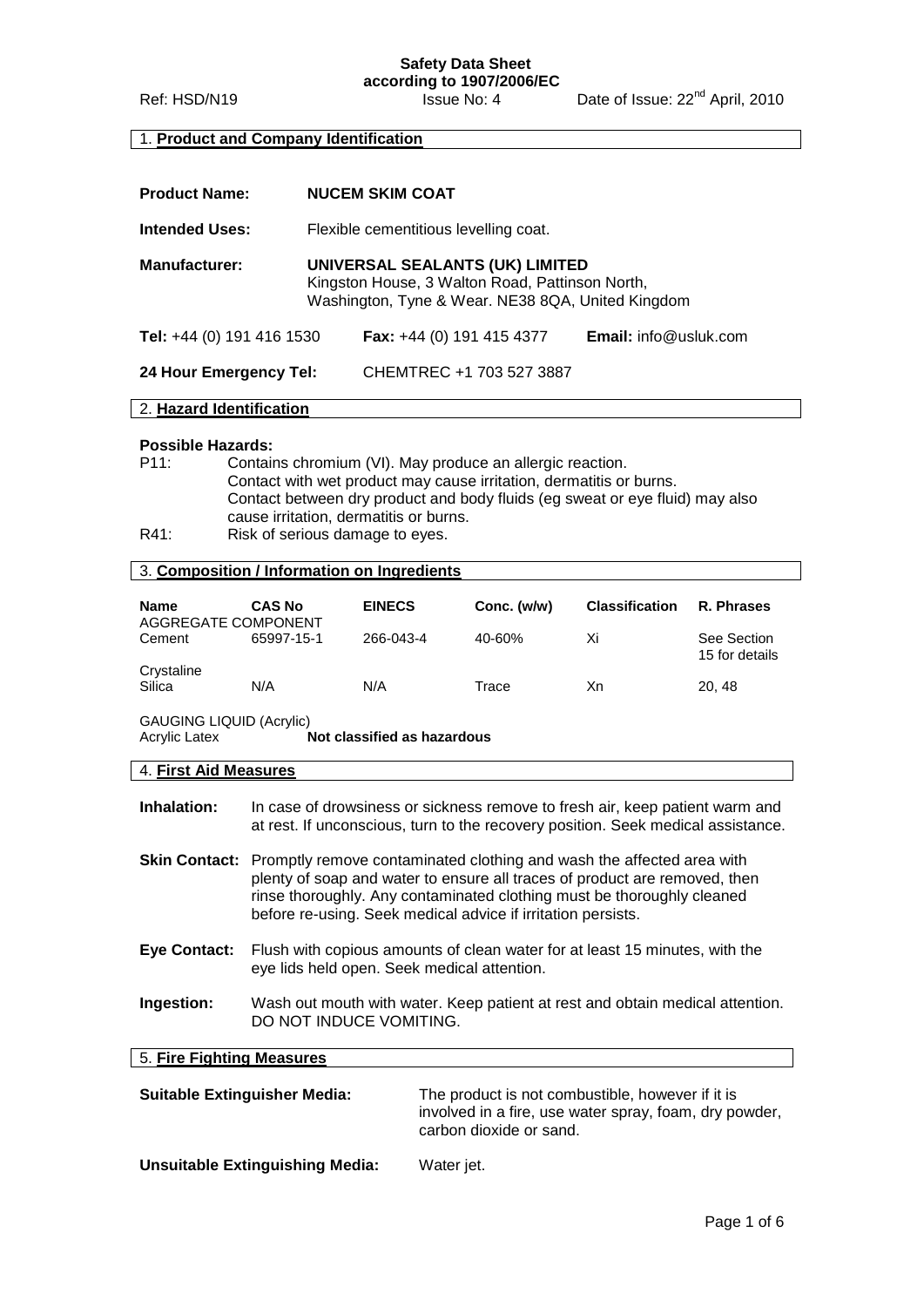**Safety Data Sheet**
**according to 1907/2006/EC**

Ref: HSD/N19 | Issue No: 4 | Date of Issue: 22nd April, 2010

## 1. Product and Company Identification

**Product Name:** **NUCEM SKIM COAT**

**Intended Uses:** Flexible cementitious levelling coat.

**Manufacturer:** **UNIVERSAL SEALANTS (UK) LIMITED**
Kingston House, 3 Walton Road, Pattinson North,
Washington, Tyne & Wear. NE38 8QA, United Kingdom

**Tel:** +44 (0) 191 416 1530 **Fax:** +44 (0) 191 415 4377 **Email:** info@usluk.com

**24 Hour Emergency Tel:** CHEMTREC +1 703 527 3887

## 2. Hazard Identification

**Possible Hazards:**

P11: Contains chromium (VI). May produce an allergic reaction.
Contact with wet product may cause irritation, dermatitis or burns.
Contact between dry product and body fluids (eg sweat or eye fluid) may also cause irritation, dermatitis or burns.

R41: Risk of serious damage to eyes.

## 3. Composition / Information on Ingredients

| Name | CAS No | EINECS | Conc. (w/w) | Classification | R. Phrases |
|---|---|---|---|---|---|
| AGGREGATE COMPONENT | | | | | |
| Cement | 65997-15-1 | 266-043-4 | 40-60% | Xi | See Section 15 for details |
| Crystaline Silica | N/A | N/A | Trace | Xn | 20, 48 |

GAUGING LIQUID (Acrylic)
Acrylic Latex **Not classified as hazardous**

## 4. First Aid Measures

**Inhalation:** In case of drowsiness or sickness remove to fresh air, keep patient warm and at rest. If unconscious, turn to the recovery position. Seek medical assistance.

**Skin Contact:** Promptly remove contaminated clothing and wash the affected area with plenty of soap and water to ensure all traces of product are removed, then rinse thoroughly. Any contaminated clothing must be thoroughly cleaned before re-using. Seek medical advice if irritation persists.

**Eye Contact:** Flush with copious amounts of clean water for at least 15 minutes, with the eye lids held open. Seek medical attention.

**Ingestion:** Wash out mouth with water. Keep patient at rest and obtain medical attention. DO NOT INDUCE VOMITING.

## 5. Fire Fighting Measures

**Suitable Extinguisher Media:** The product is not combustible, however if it is involved in a fire, use water spray, foam, dry powder, carbon dioxide or sand.

**Unsuitable Extinguishing Media:** Water jet.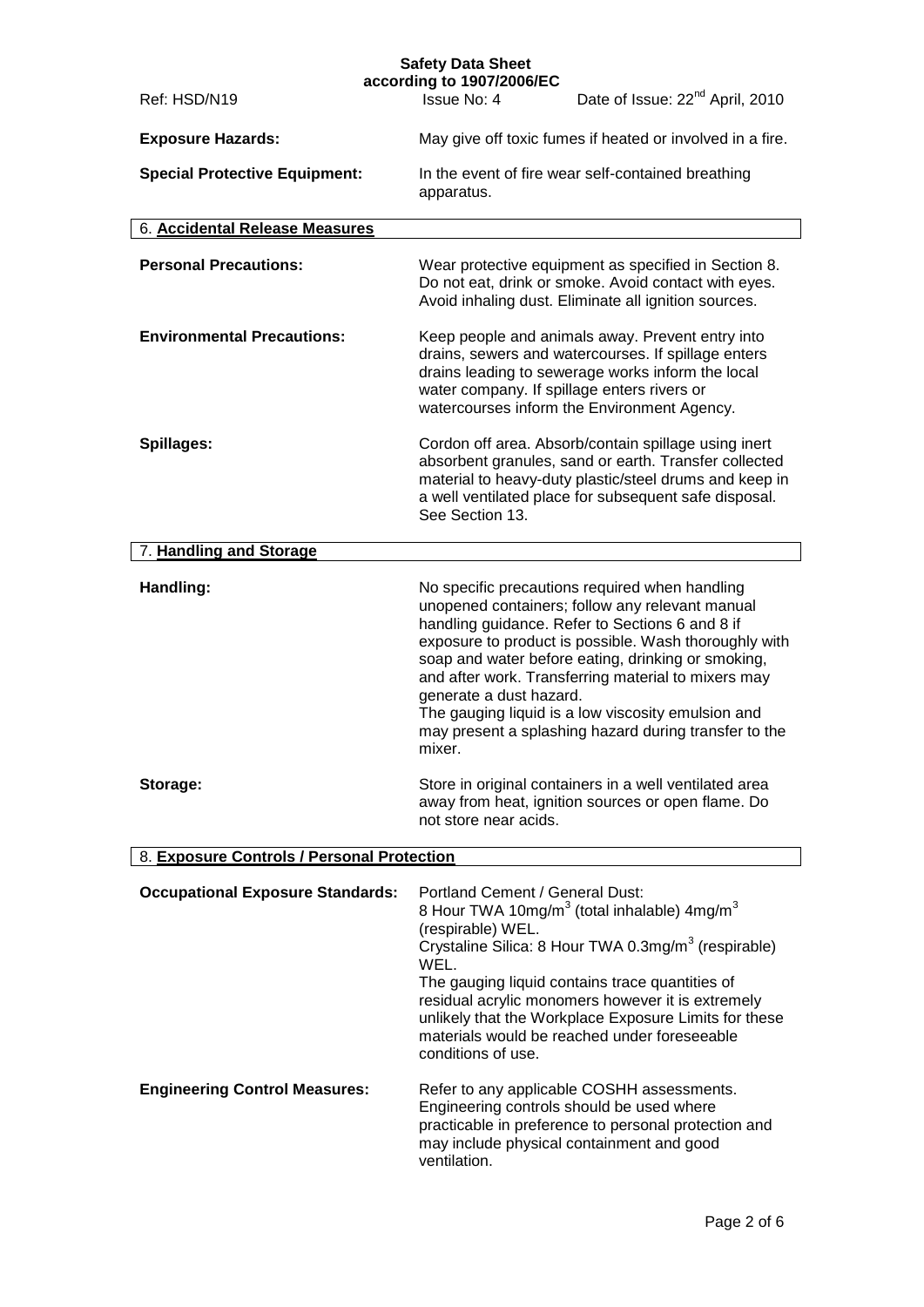**Exposure Hazards:** May give off toxic fumes if heated or involved in a fire.

**Special Protective Equipment:** In the event of fire wear self-contained breathing apparatus.

## 6. Accidental Release Measures

**Personal Precautions:** Wear protective equipment as specified in Section 8. Do not eat, drink or smoke. Avoid contact with eyes. Avoid inhaling dust. Eliminate all ignition sources.

**Environmental Precautions:** Keep people and animals away. Prevent entry into drains, sewers and watercourses. If spillage enters drains leading to sewerage works inform the local water company. If spillage enters rivers or watercourses inform the Environment Agency.

**Spillages:** Cordon off area. Absorb/contain spillage using inert absorbent granules, sand or earth. Transfer collected material to heavy-duty plastic/steel drums and keep in a well ventilated place for subsequent safe disposal. See Section 13.

## 7. Handling and Storage

**Handling:** No specific precautions required when handling unopened containers; follow any relevant manual handling guidance. Refer to Sections 6 and 8 if exposure to product is possible. Wash thoroughly with soap and water before eating, drinking or smoking, and after work. Transferring material to mixers may generate a dust hazard.
The gauging liquid is a low viscosity emulsion and may present a splashing hazard during transfer to the mixer.

**Storage:** Store in original containers in a well ventilated area away from heat, ignition sources or open flame. Do not store near acids.

## 8. Exposure Controls / Personal Protection

**Occupational Exposure Standards:** Portland Cement / General Dust:
8 Hour TWA 10mg/m$^3$ (total inhalable) 4mg/m$^3$ (respirable) WEL.
Crystaline Silica: 8 Hour TWA 0.3mg/m$^3$ (respirable) WEL.
The gauging liquid contains trace quantities of residual acrylic monomers however it is extremely unlikely that the Workplace Exposure Limits for these materials would be reached under foreseeable conditions of use.

**Engineering Control Measures:** Refer to any applicable COSHH assessments. Engineering controls should be used where practicable in preference to personal protection and may include physical containment and good ventilation.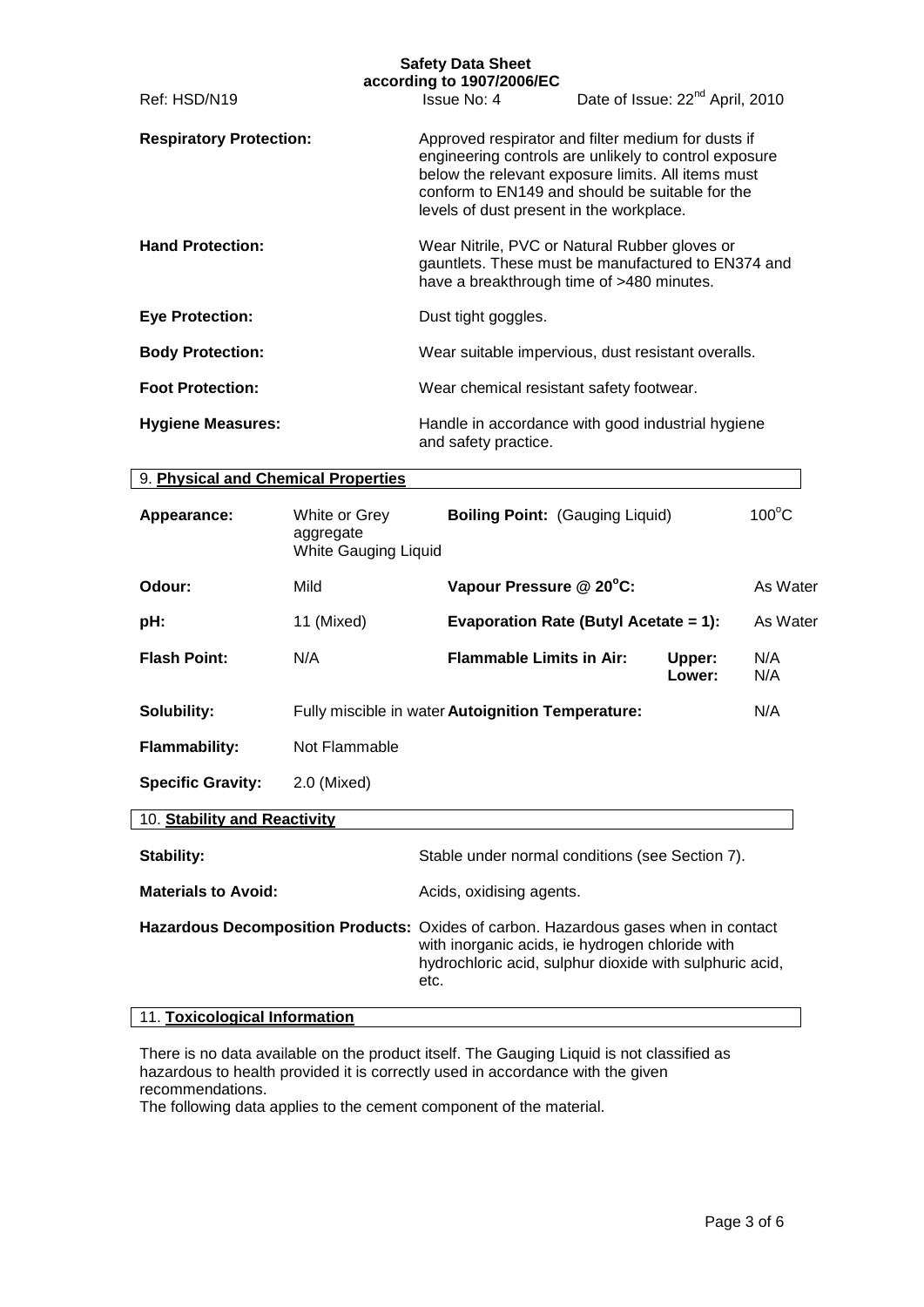**Respiratory Protection:** Approved respirator and filter medium for dusts if engineering controls are unlikely to control exposure below the relevant exposure limits. All items must conform to EN149 and should be suitable for the levels of dust present in the workplace.

**Hand Protection:** Wear Nitrile, PVC or Natural Rubber gloves or gauntlets. These must be manufactured to EN374 and have a breakthrough time of >480 minutes.

**Eye Protection:** Dust tight goggles.

**Body Protection:** Wear suitable impervious, dust resistant overalls.

**Foot Protection:** Wear chemical resistant safety footwear.

**Hygiene Measures:** Handle in accordance with good industrial hygiene and safety practice.

## 9. Physical and Chemical Properties

| | | | | |
|---|---|---|---|---|
| **Appearance:** | White or Grey aggregate White Gauging Liquid | **Boiling Point:** (Gauging Liquid) | | 100°C |
| **Odour:** | Mild | **Vapour Pressure @ 20°C:** | | As Water |
| **pH:** | 11 (Mixed) | **Evaporation Rate (Butyl Acetate = 1):** | | As Water |
| **Flash Point:** | N/A | **Flammable Limits in Air:** | **Upper:** **Lower:** | N/A N/A |
| **Solubility:** | Fully miscible in water | **Autoignition Temperature:** | | N/A |
| **Flammability:** | Not Flammable | | | |
| **Specific Gravity:** | 2.0 (Mixed) | | | |

## 10. Stability and Reactivity

**Stability:** Stable under normal conditions (see Section 7).

**Materials to Avoid:** Acids, oxidising agents.

**Hazardous Decomposition Products:** Oxides of carbon. Hazardous gases when in contact with inorganic acids, ie hydrogen chloride with hydrochloric acid, sulphur dioxide with sulphuric acid, etc.

## 11. Toxicological Information

There is no data available on the product itself. The Gauging Liquid is not classified as hazardous to health provided it is correctly used in accordance with the given recommendations.
The following data applies to the cement component of the material.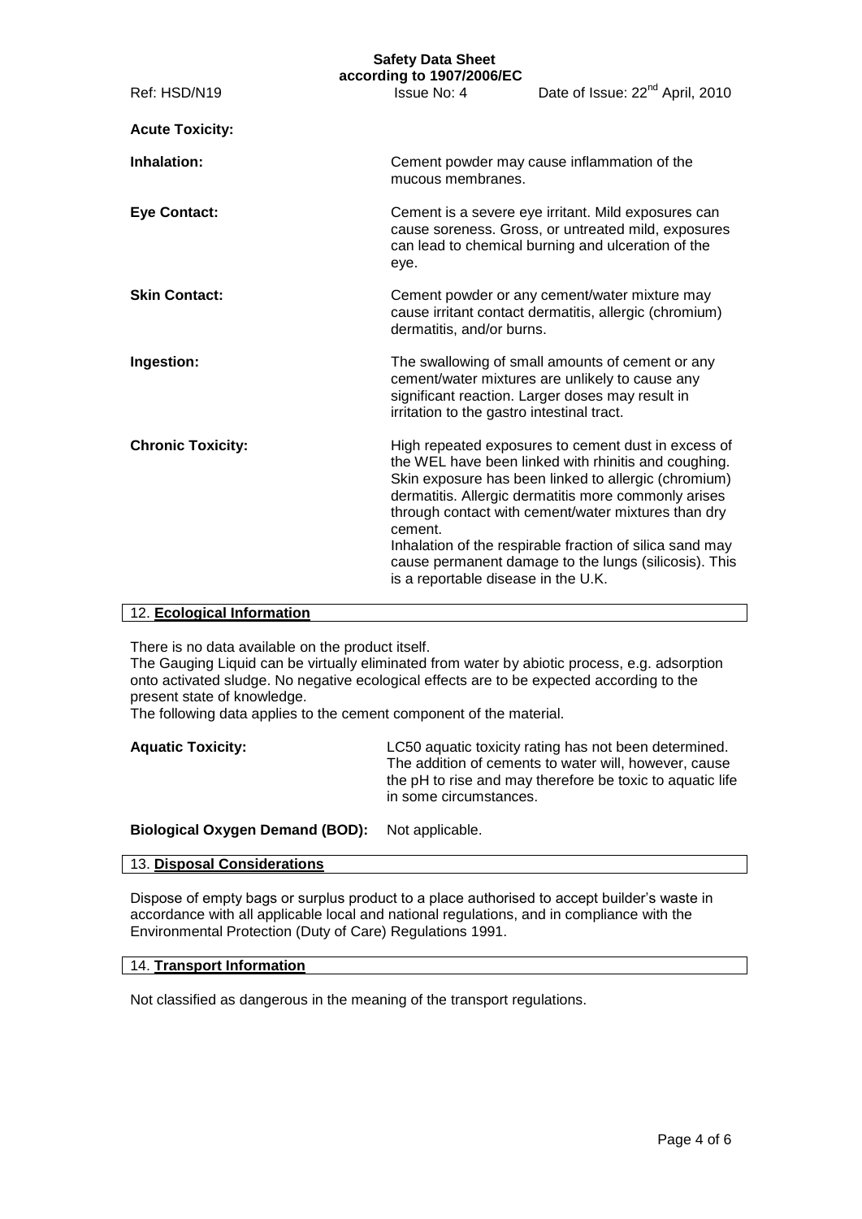**Acute Toxicity:**

**Inhalation:** Cement powder may cause inflammation of the mucous membranes.

**Eye Contact:** Cement is a severe eye irritant. Mild exposures can cause soreness. Gross, or untreated mild, exposures can lead to chemical burning and ulceration of the eye.

**Skin Contact:** Cement powder or any cement/water mixture may cause irritant contact dermatitis, allergic (chromium) dermatitis, and/or burns.

**Ingestion:** The swallowing of small amounts of cement or any cement/water mixtures are unlikely to cause any significant reaction. Larger doses may result in irritation to the gastro intestinal tract.

**Chronic Toxicity:** High repeated exposures to cement dust in excess of the WEL have been linked with rhinitis and coughing. Skin exposure has been linked to allergic (chromium) dermatitis. Allergic dermatitis more commonly arises through contact with cement/water mixtures than dry cement.
Inhalation of the respirable fraction of silica sand may cause permanent damage to the lungs (silicosis). This is a reportable disease in the U.K.

## 12. Ecological Information

There is no data available on the product itself.
The Gauging Liquid can be virtually eliminated from water by abiotic process, e.g. adsorption onto activated sludge. No negative ecological effects are to be expected according to the present state of knowledge.
The following data applies to the cement component of the material.

**Aquatic Toxicity:** LC50 aquatic toxicity rating has not been determined. The addition of cements to water will, however, cause the pH to rise and may therefore be toxic to aquatic life in some circumstances.

**Biological Oxygen Demand (BOD):** Not applicable.

## 13. Disposal Considerations

Dispose of empty bags or surplus product to a place authorised to accept builder's waste in accordance with all applicable local and national regulations, and in compliance with the Environmental Protection (Duty of Care) Regulations 1991.

## 14. Transport Information

Not classified as dangerous in the meaning of the transport regulations.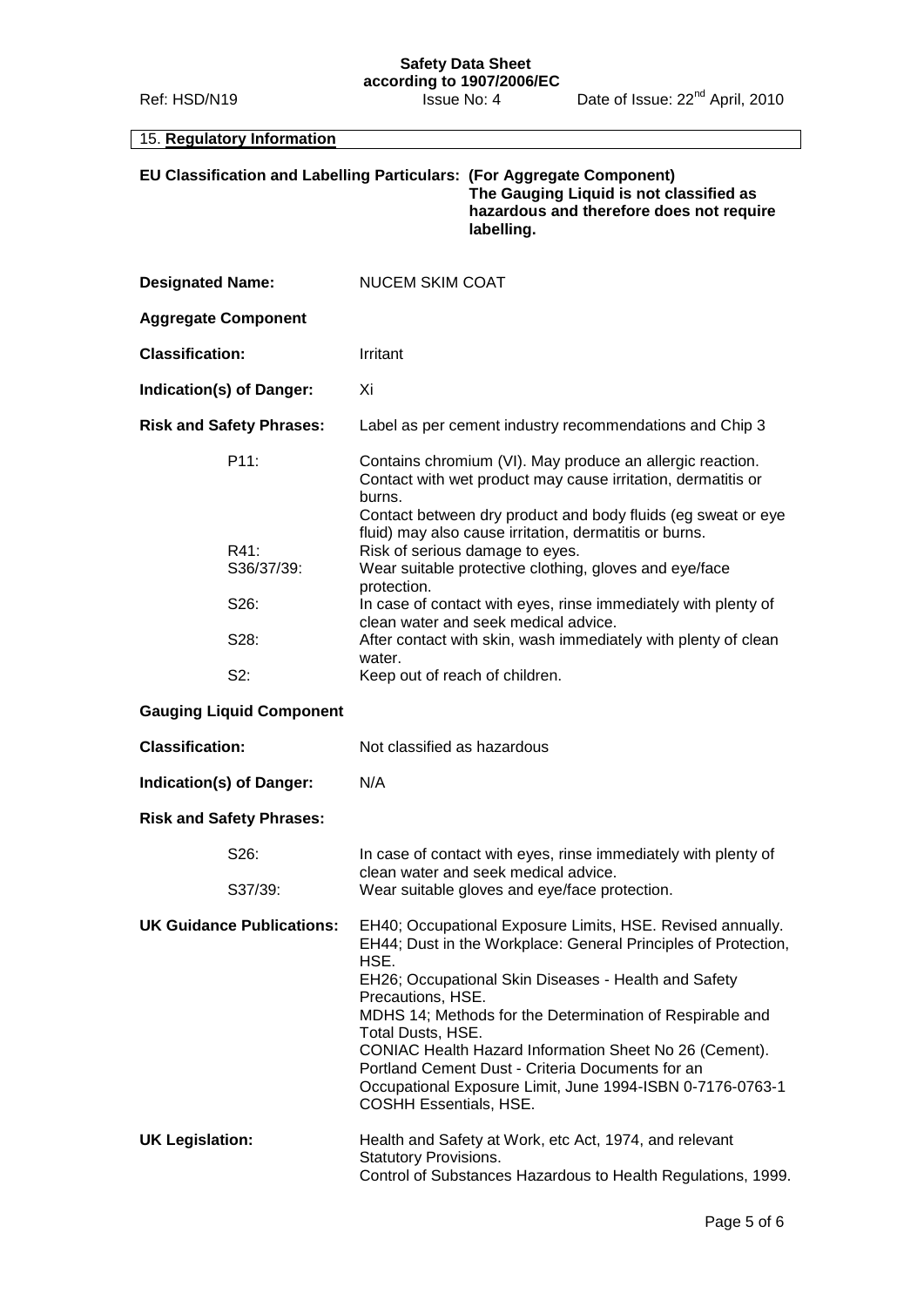## 15. Regulatory Information

**EU Classification and Labelling Particulars: (For Aggregate Component)**
**The Gauging Liquid is not classified as hazardous and therefore does not require labelling.**

**Designated Name:** NUCEM SKIM COAT

**Aggregate Component**

**Classification:** Irritant

**Indication(s) of Danger:** Xi

**Risk and Safety Phrases:** Label as per cement industry recommendations and Chip 3

| | |
|---|---|
| P11: | Contains chromium (VI). May produce an allergic reaction. Contact with wet product may cause irritation, dermatitis or burns. Contact between dry product and body fluids (eg sweat or eye fluid) may also cause irritation, dermatitis or burns. |
| R41: | Risk of serious damage to eyes. |
| S36/37/39: | Wear suitable protective clothing, gloves and eye/face protection. |
| S26: | In case of contact with eyes, rinse immediately with plenty of clean water and seek medical advice. |
| S28: | After contact with skin, wash immediately with plenty of clean water. |
| S2: | Keep out of reach of children. |

**Gauging Liquid Component**

**Classification:** Not classified as hazardous

**Indication(s) of Danger:** N/A

**Risk and Safety Phrases:**

| | |
|---|---|
| S26: | In case of contact with eyes, rinse immediately with plenty of clean water and seek medical advice. |
| S37/39: | Wear suitable gloves and eye/face protection. |

**UK Guidance Publications:**
EH40; Occupational Exposure Limits, HSE. Revised annually.
EH44; Dust in the Workplace: General Principles of Protection, HSE.
EH26; Occupational Skin Diseases - Health and Safety Precautions, HSE.
MDHS 14; Methods for the Determination of Respirable and Total Dusts, HSE.
CONIAC Health Hazard Information Sheet No 26 (Cement).
Portland Cement Dust - Criteria Documents for an Occupational Exposure Limit, June 1994-ISBN 0-7176-0763-1
COSHH Essentials, HSE.

**UK Legislation:**
Health and Safety at Work, etc Act, 1974, and relevant Statutory Provisions.
Control of Substances Hazardous to Health Regulations, 1999.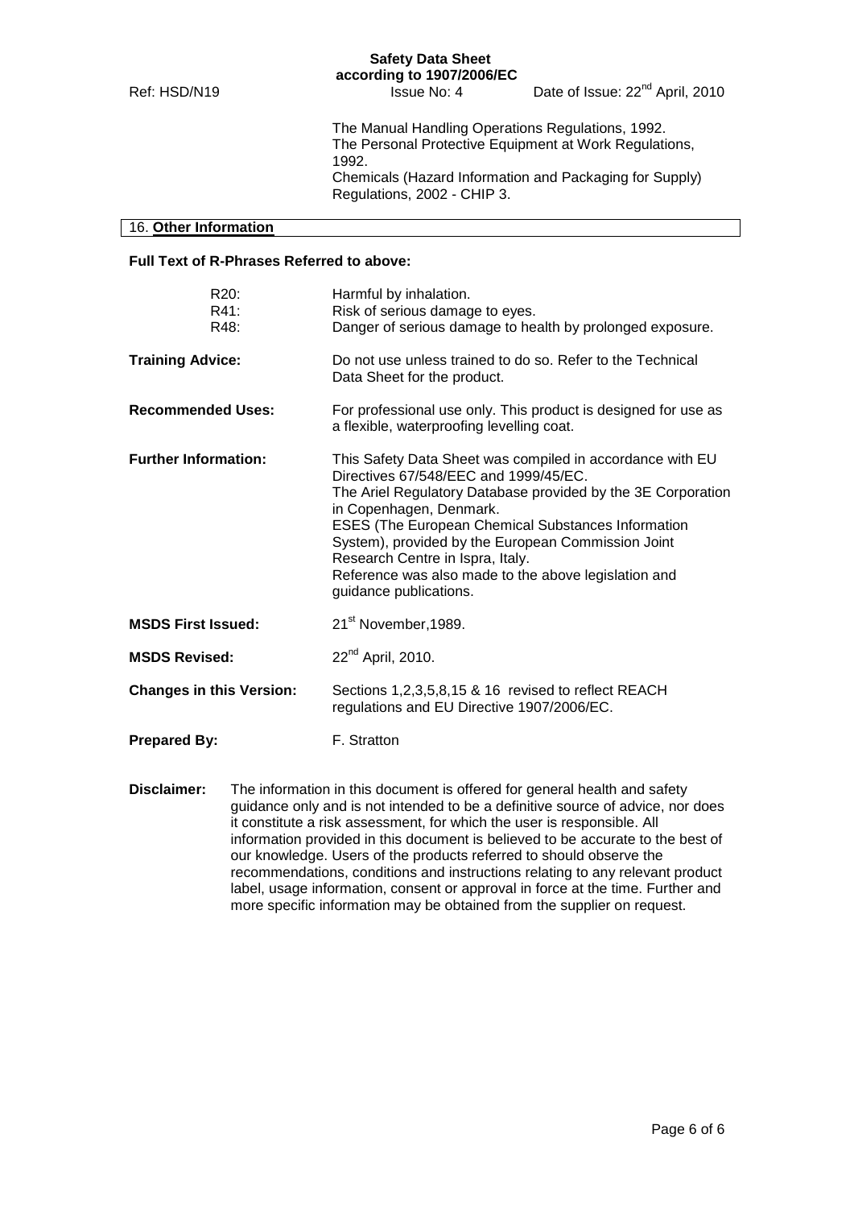The Manual Handling Operations Regulations, 1992.
The Personal Protective Equipment at Work Regulations, 1992.
Chemicals (Hazard Information and Packaging for Supply) Regulations, 2002 - CHIP 3.

## 16. Other Information

**Full Text of R-Phrases Referred to above:**

| | |
|---|---|
| R20: | Harmful by inhalation. |
| R41: | Risk of serious damage to eyes. |
| R48: | Danger of serious damage to health by prolonged exposure. |

**Training Advice:** Do not use unless trained to do so. Refer to the Technical Data Sheet for the product.

**Recommended Uses:** For professional use only. This product is designed for use as a flexible, waterproofing levelling coat.

**Further Information:** This Safety Data Sheet was compiled in accordance with EU Directives 67/548/EEC and 1999/45/EC.
The Ariel Regulatory Database provided by the 3E Corporation in Copenhagen, Denmark.
ESES (The European Chemical Substances Information System), provided by the European Commission Joint Research Centre in Ispra, Italy.
Reference was also made to the above legislation and guidance publications.

**MSDS First Issued:** 21st November,1989.

**MSDS Revised:** 22nd April, 2010.

**Changes in this Version:** Sections 1,2,3,5,8,15 & 16 revised to reflect REACH regulations and EU Directive 1907/2006/EC.

**Prepared By:** F. Stratton

**Disclaimer:** The information in this document is offered for general health and safety guidance only and is not intended to be a definitive source of advice, nor does it constitute a risk assessment, for which the user is responsible. All information provided in this document is believed to be accurate to the best of our knowledge. Users of the products referred to should observe the recommendations, conditions and instructions relating to any relevant product label, usage information, consent or approval in force at the time. Further and more specific information may be obtained from the supplier on request.